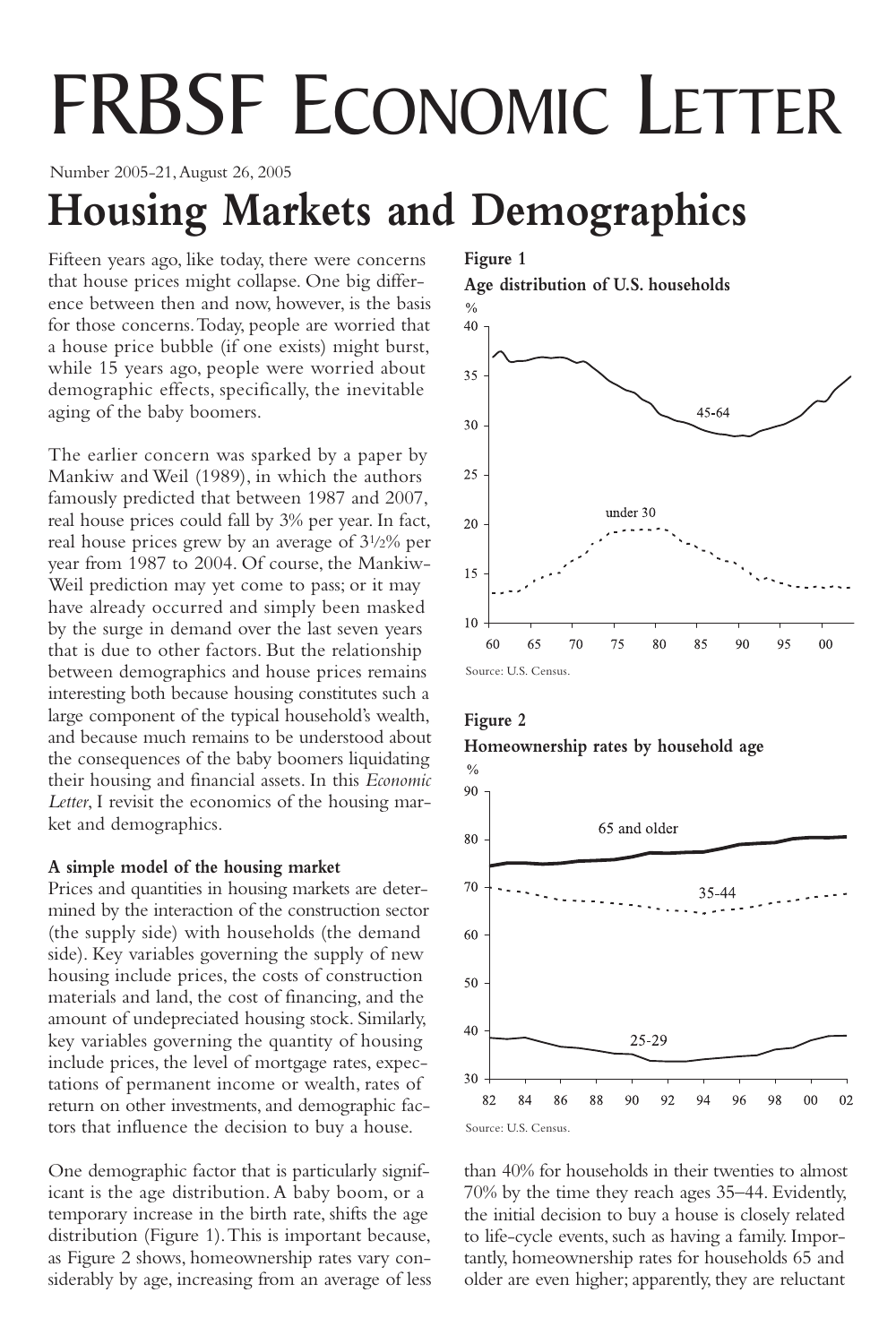# FRBSF ECONOMIC LETTER

Number 2005-21, August 26, 2005

## Housing Markets and Demographics

Fifteen years ago, like today, there were concerns that house prices might collapse. One big difference between then and now, however, is the basis for those concerns. Today, people are worried that a house price bubble (if one exists) might burst, while 15 years ago, people were worried about demographic effects, specifically, the inevitable aging of the baby boomers.

The earlier concern was sparked by a paper by Mankiw and Weil (1989), in which the authors famously predicted that between 1987 and 2007, real house prices could fall by 3% per year. In fact, real house prices grew by an average of 3½% per year from 1987 to 2004. Of course, the Mankiw-Weil prediction may yet come to pass; or it may have already occurred and simply been masked by the surge in demand over the last seven years that is due to other factors. But the relationship between demographics and house prices remains interesting both because housing constitutes such a large component of the typical household's wealth, and because much remains to be understood about the consequences of the baby boomers liquidating their housing and financial assets. In this *Economic Letter*, I revisit the economics of the housing market and demographics.

**Figure 1**

**Age distribution of U.S. households**

Source: U.S. Census.

**Figure 2**

**Homeownership rates by household age**

Source: U.S. Census.

**A simple model of the housing market**

Prices and quantities in housing markets are determined by the interaction of the construction sector (the supply side) with households (the demand side). Key variables governing the supply of new housing include prices, the costs of construction materials and land, the cost of financing, and the amount of undepreciated housing stock. Similarly, key variables governing the quantity of housing include prices, the level of mortgage rates, expectations of permanent income or wealth, rates of return on other investments, and demographic factors that influence the decision to buy a house.

One demographic factor that is particularly significant is the age distribution. A baby boom, or a temporary increase in the birth rate, shifts the age distribution (Figure 1). This is important because, as Figure 2 shows, homeownership rates vary considerably by age, increasing from an average of less than 40% for households in their twenties to almost 70% by the time they reach ages 35–44. Evidently, the initial decision to buy a house is closely related to life-cycle events, such as having a family. Importantly, homeownership rates for households 65 and older are even higher; apparently, they are reluctant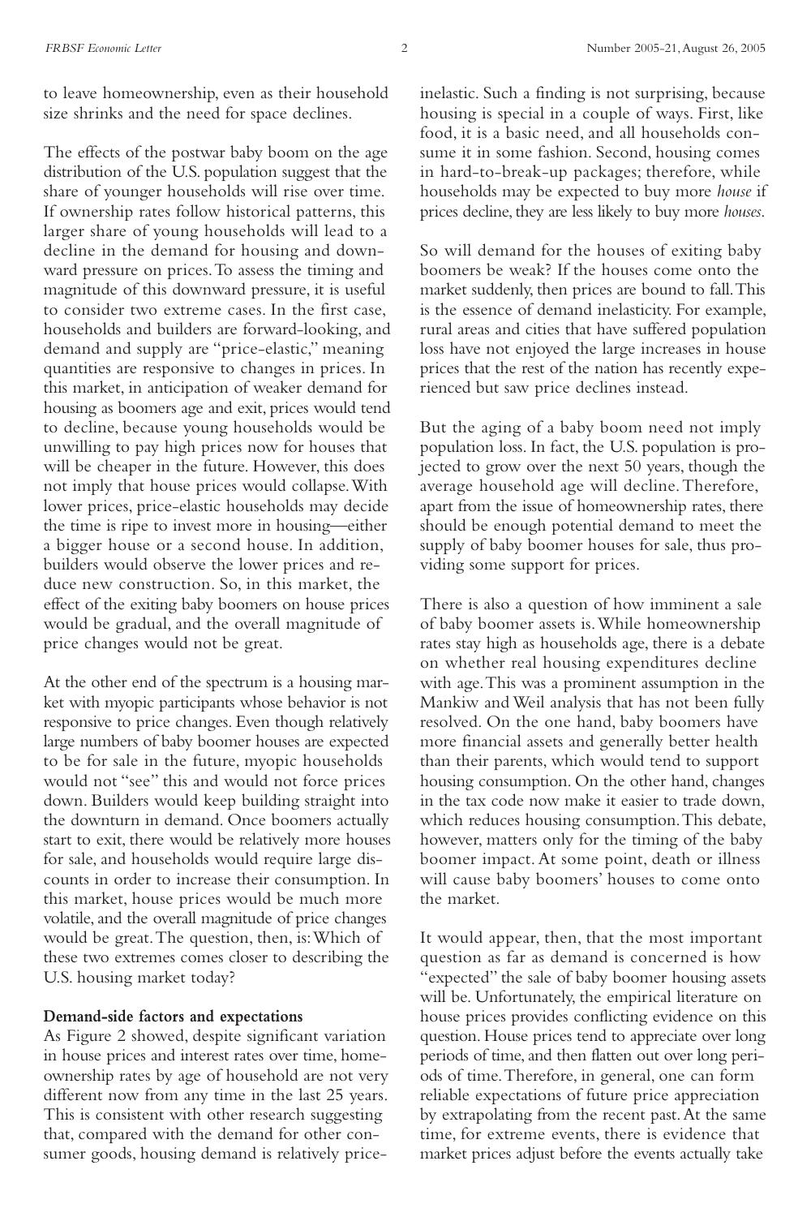to leave homeownership, even as their household size shrinks and the need for space declines.

The effects of the postwar baby boom on the age distribution of the U.S. population suggest that the share of younger households will rise over time. If ownership rates follow historical patterns, this larger share of young households will lead to a decline in the demand for housing and downward pressure on prices. To assess the timing and magnitude of this downward pressure, it is useful to consider two extreme cases. In the first case, households and builders are forward-looking, and demand and supply are "price-elastic," meaning quantities are responsive to changes in prices. In this market, in anticipation of weaker demand for housing as boomers age and exit, prices would tend to decline, because young households would be unwilling to pay high prices now for houses that will be cheaper in the future. However, this does not imply that house prices would collapse. With lower prices, price-elastic households may decide the time is ripe to invest more in housing—either a bigger house or a second house. In addition, builders would observe the lower prices and reduce new construction. So, in this market, the effect of the exiting baby boomers on house prices would be gradual, and the overall magnitude of price changes would not be great.

At the other end of the spectrum is a housing market with myopic participants whose behavior is not responsive to price changes. Even though relatively large numbers of baby boomer houses are expected to be for sale in the future, myopic households would not "see" this and would not force prices down. Builders would keep building straight into the downturn in demand. Once boomers actually start to exit, there would be relatively more houses for sale, and households would require large discounts in order to increase their consumption. In this market, house prices would be much more volatile, and the overall magnitude of price changes would be great. The question, then, is: Which of these two extremes comes closer to describing the U.S. housing market today?

**Demand-side factors and expectations**

As Figure 2 showed, despite significant variation in house prices and interest rates over time, homeownership rates by age of household are not very different now from any time in the last 25 years. This is consistent with other research suggesting that, compared with the demand for other consumer goods, housing demand is relatively price-inelastic. Such a finding is not surprising, because housing is special in a couple of ways. First, like food, it is a basic need, and all households consume it in some fashion. Second, housing comes in hard-to-break-up packages; therefore, while households may be expected to buy more *house* if prices decline, they are less likely to buy more *houses*.

So will demand for the houses of exiting baby boomers be weak? If the houses come onto the market suddenly, then prices are bound to fall. This is the essence of demand inelasticity. For example, rural areas and cities that have suffered population loss have not enjoyed the large increases in house prices that the rest of the nation has recently experienced but saw price declines instead.

But the aging of a baby boom need not imply population loss. In fact, the U.S. population is projected to grow over the next 50 years, though the average household age will decline. Therefore, apart from the issue of homeownership rates, there should be enough potential demand to meet the supply of baby boomer houses for sale, thus providing some support for prices.

There is also a question of how imminent a sale of baby boomer assets is. While homeownership rates stay high as households age, there is a debate on whether real housing expenditures decline with age. This was a prominent assumption in the Mankiw and Weil analysis that has not been fully resolved. On the one hand, baby boomers have more financial assets and generally better health than their parents, which would tend to support housing consumption. On the other hand, changes in the tax code now make it easier to trade down, which reduces housing consumption. This debate, however, matters only for the timing of the baby boomer impact. At some point, death or illness will cause baby boomers' houses to come onto the market.

It would appear, then, that the most important question as far as demand is concerned is how "expected" the sale of baby boomer housing assets will be. Unfortunately, the empirical literature on house prices provides conflicting evidence on this question. House prices tend to appreciate over long periods of time, and then flatten out over long periods of time. Therefore, in general, one can form reliable expectations of future price appreciation by extrapolating from the recent past. At the same time, for extreme events, there is evidence that market prices adjust before the events actually take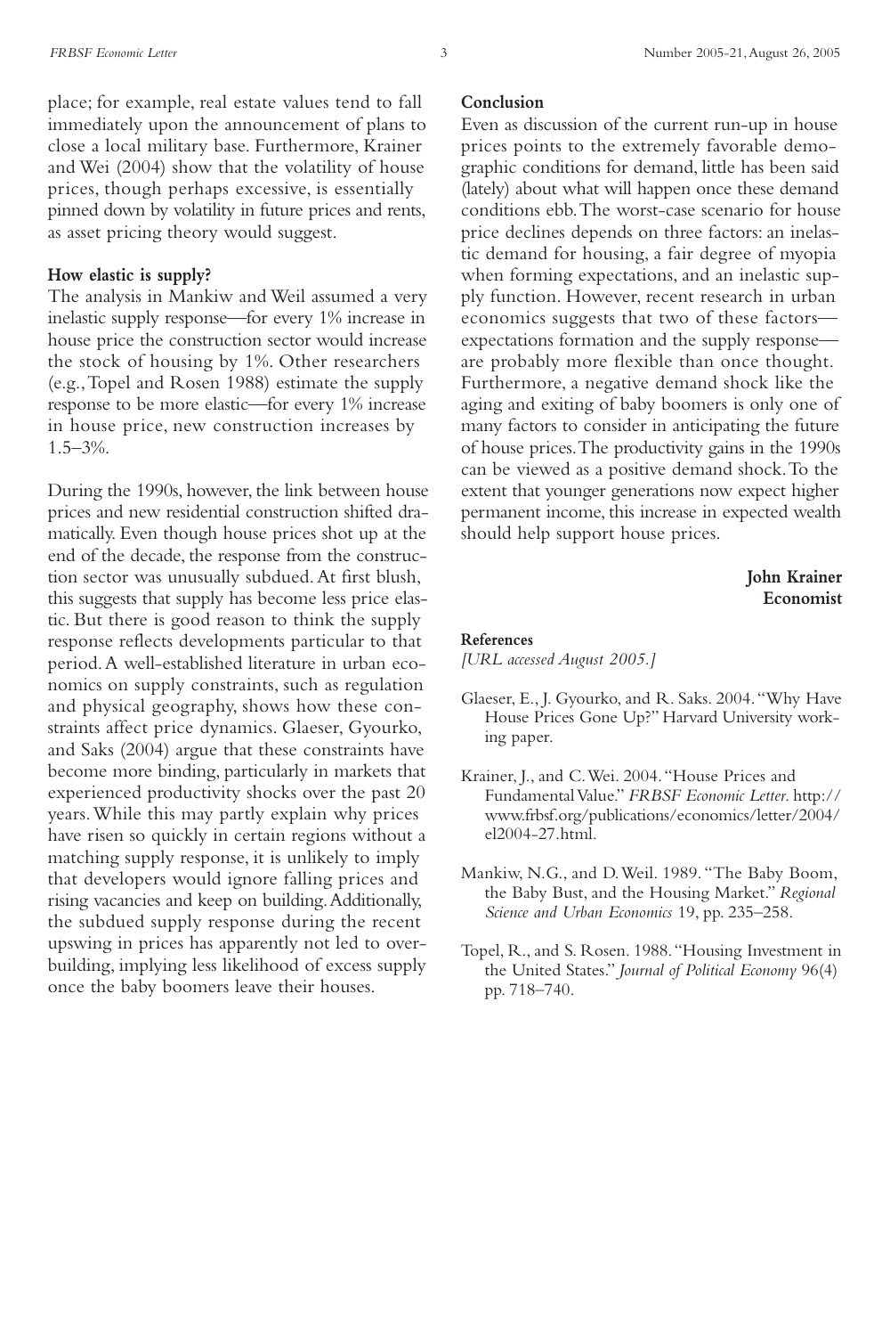place; for example, real estate values tend to fall immediately upon the announcement of plans to close a local military base. Furthermore, Krainer and Wei (2004) show that the volatility of house prices, though perhaps excessive, is essentially pinned down by volatility in future prices and rents, as asset pricing theory would suggest.

### How elastic is supply?

The analysis in Mankiw and Weil assumed a very inelastic supply response—for every 1% increase in house price the construction sector would increase the stock of housing by 1%. Other researchers (e.g., Topel and Rosen 1988) estimate the supply response to be more elastic—for every 1% increase in house price, new construction increases by 1.5–3%.

During the 1990s, however, the link between house prices and new residential construction shifted dramatically. Even though house prices shot up at the end of the decade, the response from the construction sector was unusually subdued. At first blush, this suggests that supply has become less price elastic. But there is good reason to think the supply response reflects developments particular to that period. A well-established literature in urban economics on supply constraints, such as regulation and physical geography, shows how these constraints affect price dynamics. Glaeser, Gyourko, and Saks (2004) argue that these constraints have become more binding, particularly in markets that experienced productivity shocks over the past 20 years. While this may partly explain why prices have risen so quickly in certain regions without a matching supply response, it is unlikely to imply that developers would ignore falling prices and rising vacancies and keep on building. Additionally, the subdued supply response during the recent upswing in prices has apparently not led to overbuilding, implying less likelihood of excess supply once the baby boomers leave their houses.

### Conclusion

Even as discussion of the current run-up in house prices points to the extremely favorable demographic conditions for demand, little has been said (lately) about what will happen once these demand conditions ebb. The worst-case scenario for house price declines depends on three factors: an inelastic demand for housing, a fair degree of myopia when forming expectations, and an inelastic supply function. However, recent research in urban economics suggests that two of these factors—expectations formation and the supply response—are probably more flexible than once thought. Furthermore, a negative demand shock like the aging and exiting of baby boomers is only one of many factors to consider in anticipating the future of house prices. The productivity gains in the 1990s can be viewed as a positive demand shock. To the extent that younger generations now expect higher permanent income, this increase in expected wealth should help support house prices.

**John Krainer**
**Economist**

#### References

*[URL accessed August 2005.]*

Glaeser, E., J. Gyourko, and R. Saks. 2004. "Why Have House Prices Gone Up?" Harvard University working paper.

Krainer, J., and C. Wei. 2004. "House Prices and Fundamental Value." *FRBSF Economic Letter*. http://www.frbsf.org/publications/economics/letter/2004/el2004-27.html.

Mankiw, N.G., and D. Weil. 1989. "The Baby Boom, the Baby Bust, and the Housing Market." *Regional Science and Urban Economics* 19, pp. 235–258.

Topel, R., and S. Rosen. 1988. "Housing Investment in the United States." *Journal of Political Economy* 96(4) pp. 718–740.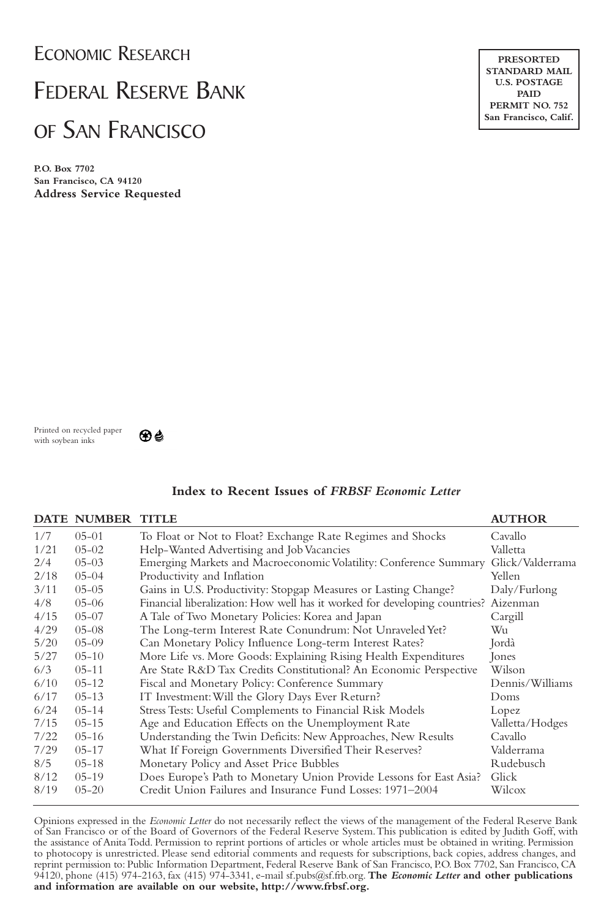# Economic Research

# Federal Reserve Bank of San Francisco

**P.O. Box 7702**
**San Francisco, CA 94120**
**Address Service Requested**

**PRESORTED STANDARD MAIL U.S. POSTAGE PAID PERMIT NO. 752 San Francisco, Calif.**

Printed on recycled paper with soybean inks

### Index to Recent Issues of *FRBSF Economic Letter*

| DATE | NUMBER | TITLE | AUTHOR |
|---|---|---|---|
| 1/7 | 05-01 | To Float or Not to Float? Exchange Rate Regimes and Shocks | Cavallo |
| 1/21 | 05-02 | Help-Wanted Advertising and Job Vacancies | Valletta |
| 2/4 | 05-03 | Emerging Markets and Macroeconomic Volatility: Conference Summary | Glick/Valderrama |
| 2/18 | 05-04 | Productivity and Inflation | Yellen |
| 3/11 | 05-05 | Gains in U.S. Productivity: Stopgap Measures or Lasting Change? | Daly/Furlong |
| 4/8 | 05-06 | Financial liberalization: How well has it worked for developing countries? | Aizenman |
| 4/15 | 05-07 | A Tale of Two Monetary Policies: Korea and Japan | Cargill |
| 4/29 | 05-08 | The Long-term Interest Rate Conundrum: Not Unraveled Yet? | Wu |
| 5/20 | 05-09 | Can Monetary Policy Influence Long-term Interest Rates? | Jordà |
| 5/27 | 05-10 | More Life vs. More Goods: Explaining Rising Health Expenditures | Jones |
| 6/3 | 05-11 | Are State R&D Tax Credits Constitutional? An Economic Perspective | Wilson |
| 6/10 | 05-12 | Fiscal and Monetary Policy: Conference Summary | Dennis/Williams |
| 6/17 | 05-13 | IT Investment: Will the Glory Days Ever Return? | Doms |
| 6/24 | 05-14 | Stress Tests: Useful Complements to Financial Risk Models | Lopez |
| 7/15 | 05-15 | Age and Education Effects on the Unemployment Rate | Valletta/Hodges |
| 7/22 | 05-16 | Understanding the Twin Deficits: New Approaches, New Results | Cavallo |
| 7/29 | 05-17 | What If Foreign Governments Diversified Their Reserves? | Valderrama |
| 8/5 | 05-18 | Monetary Policy and Asset Price Bubbles | Rudebusch |
| 8/12 | 05-19 | Does Europe's Path to Monetary Union Provide Lessons for East Asia? | Glick |
| 8/19 | 05-20 | Credit Union Failures and Insurance Fund Losses: 1971–2004 | Wilcox |

Opinions expressed in the *Economic Letter* do not necessarily reflect the views of the management of the Federal Reserve Bank of San Francisco or of the Board of Governors of the Federal Reserve System. This publication is edited by Judith Goff, with the assistance of Anita Todd. Permission to reprint portions of articles or whole articles must be obtained in writing. Permission to photocopy is unrestricted. Please send editorial comments and requests for subscriptions, back copies, address changes, and reprint permission to: Public Information Department, Federal Reserve Bank of San Francisco, P.O. Box 7702, San Francisco, CA 94120, phone (415) 974-2163, fax (415) 974-3341, e-mail sf.pubs@sf.frb.org. **The *Economic Letter* and other publications and information are available on our website, http://www.frbsf.org.**